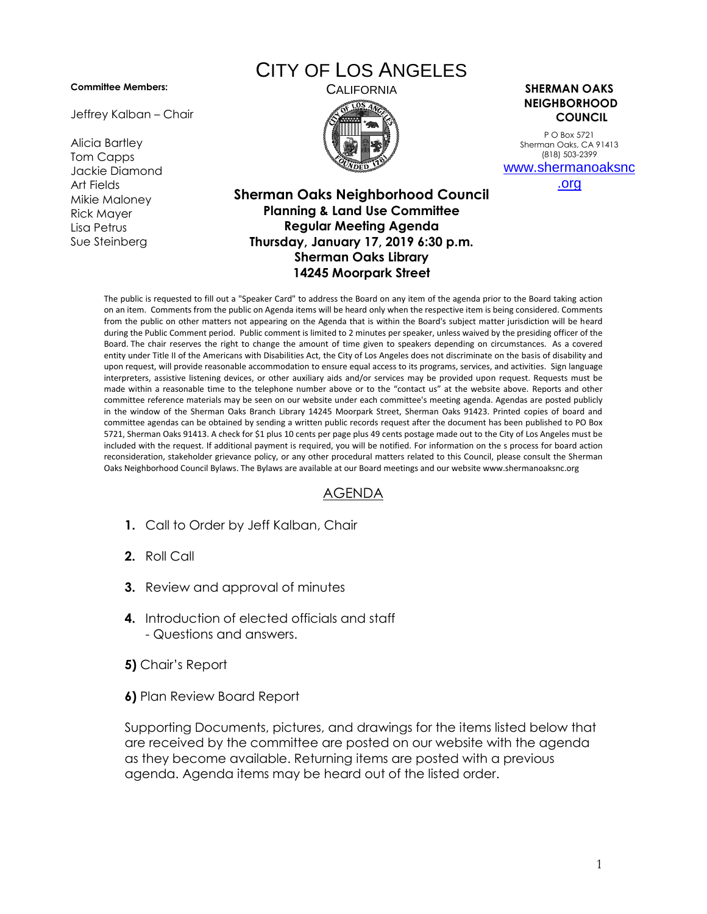# CITY OF LOS ANGELES

CALIFORNIA

**Committee Members:**

Jeffrey Kalban – Chair

Alicia Bartley
Tom Capps
Jackie Diamond
Art Fields
Mikie Maloney
Rick Mayer
Lisa Petrus
Sue Steinberg

**SHERMAN OAKS NEIGHBORHOOD COUNCIL**

P O Box 5721
Sherman Oaks, CA 91413
(818) 503-2399
www.shermanoaksnc.org

## Sherman Oaks Neighborhood Council
### Planning & Land Use Committee
### Regular Meeting Agenda
### Thursday, January 17, 2019 6:30 p.m.
### Sherman Oaks Library
### 14245 Moorpark Street

The public is requested to fill out a "Speaker Card" to address the Board on any item of the agenda prior to the Board taking action on an item. Comments from the public on Agenda items will be heard only when the respective item is being considered. Comments from the public on other matters not appearing on the Agenda that is within the Board's subject matter jurisdiction will be heard during the Public Comment period. Public comment is limited to 2 minutes per speaker, unless waived by the presiding officer of the Board. The chair reserves the right to change the amount of time given to speakers depending on circumstances. As a covered entity under Title II of the Americans with Disabilities Act, the City of Los Angeles does not discriminate on the basis of disability and upon request, will provide reasonable accommodation to ensure equal access to its programs, services, and activities. Sign language interpreters, assistive listening devices, or other auxiliary aids and/or services may be provided upon request. Requests must be made within a reasonable time to the telephone number above or to the "contact us" at the website above. Reports and other committee reference materials may be seen on our website under each committee's meeting agenda. Agendas are posted publicly in the window of the Sherman Oaks Branch Library 14245 Moorpark Street, Sherman Oaks 91423. Printed copies of board and committee agendas can be obtained by sending a written public records request after the document has been published to PO Box 5721, Sherman Oaks 91413. A check for $1 plus 10 cents per page plus 49 cents postage made out to the City of Los Angeles must be included with the request. If additional payment is required, you will be notified. For information on the s process for board action reconsideration, stakeholder grievance policy, or any other procedural matters related to this Council, please consult the Sherman Oaks Neighborhood Council Bylaws. The Bylaws are available at our Board meetings and our website www.shermanoaksnc.org

## AGENDA

1. Call to Order by Jeff Kalban, Chair
2. Roll Call
3. Review and approval of minutes
4. Introduction of elected officials and staff
   - Questions and answers.

**5)** Chair's Report

**6)** Plan Review Board Report

Supporting Documents, pictures, and drawings for the items listed below that are received by the committee are posted on our website with the agenda as they become available. Returning items are posted with a previous agenda. Agenda items may be heard out of the listed order.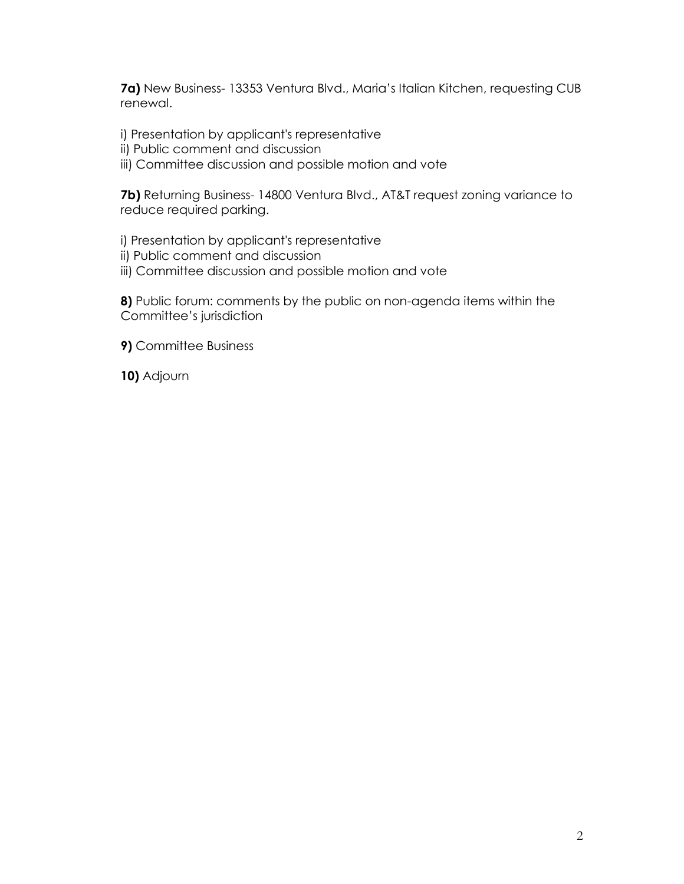**7a)** New Business- 13353 Ventura Blvd., Maria's Italian Kitchen, requesting CUB renewal.

i) Presentation by applicant's representative
ii) Public comment and discussion
iii) Committee discussion and possible motion and vote

**7b)** Returning Business- 14800 Ventura Blvd., AT&T request zoning variance to reduce required parking.

i) Presentation by applicant's representative
ii) Public comment and discussion
iii) Committee discussion and possible motion and vote

**8)** Public forum: comments by the public on non-agenda items within the Committee's jurisdiction

**9)** Committee Business

**10)** Adjourn